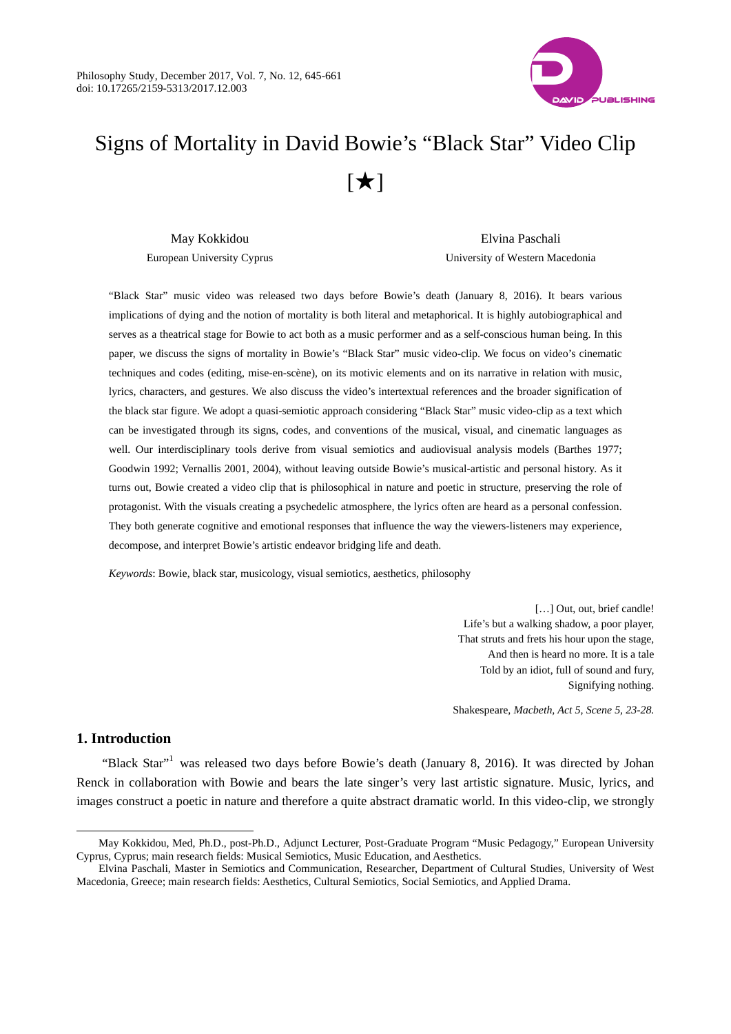# Signs of Mortality in David Bowie's "Black Star" Video Clip [★]

May Kokkidou
European University Cyprus

Elvina Paschali
University of Western Macedonia

"Black Star" music video was released two days before Bowie's death (January 8, 2016). It bears various implications of dying and the notion of mortality is both literal and metaphorical. It is highly autobiographical and serves as a theatrical stage for Bowie to act both as a music performer and as a self-conscious human being. In this paper, we discuss the signs of mortality in Bowie's "Black Star" music video-clip. We focus on video's cinematic techniques and codes (editing, mise-en-scène), on its motivic elements and on its narrative in relation with music, lyrics, characters, and gestures. We also discuss the video's intertextual references and the broader signification of the black star figure. We adopt a quasi-semiotic approach considering "Black Star" music video-clip as a text which can be investigated through its signs, codes, and conventions of the musical, visual, and cinematic languages as well. Our interdisciplinary tools derive from visual semiotics and audiovisual analysis models (Barthes 1977; Goodwin 1992; Vernallis 2001, 2004), without leaving outside Bowie's musical-artistic and personal history. As it turns out, Bowie created a video clip that is philosophical in nature and poetic in structure, preserving the role of protagonist. With the visuals creating a psychedelic atmosphere, the lyrics often are heard as a personal confession. They both generate cognitive and emotional responses that influence the way the viewers-listeners may experience, decompose, and interpret Bowie's artistic endeavor bridging life and death.

*Keywords*: Bowie, black star, musicology, visual semiotics, aesthetics, philosophy

> […] Out, out, brief candle!
> Life's but a walking shadow, a poor player,
> That struts and frets his hour upon the stage,
> And then is heard no more. It is a tale
> Told by an idiot, full of sound and fury,
> Signifying nothing.
>
> Shakespeare, *Macbeth, Act 5, Scene 5, 23-28.*

## 1. Introduction

"Black Star"[1] was released two days before Bowie's death (January 8, 2016). It was directed by Johan Renck in collaboration with Bowie and bears the late singer's very last artistic signature. Music, lyrics, and images construct a poetic in nature and therefore a quite abstract dramatic world. In this video-clip, we strongly

---

May Kokkidou, Med, Ph.D., post-Ph.D., Adjunct Lecturer, Post-Graduate Program "Music Pedagogy," European University Cyprus, Cyprus; main research fields: Musical Semiotics, Music Education, and Aesthetics.

Elvina Paschali, Master in Semiotics and Communication, Researcher, Department of Cultural Studies, University of West Macedonia, Greece; main research fields: Aesthetics, Cultural Semiotics, Social Semiotics, and Applied Drama.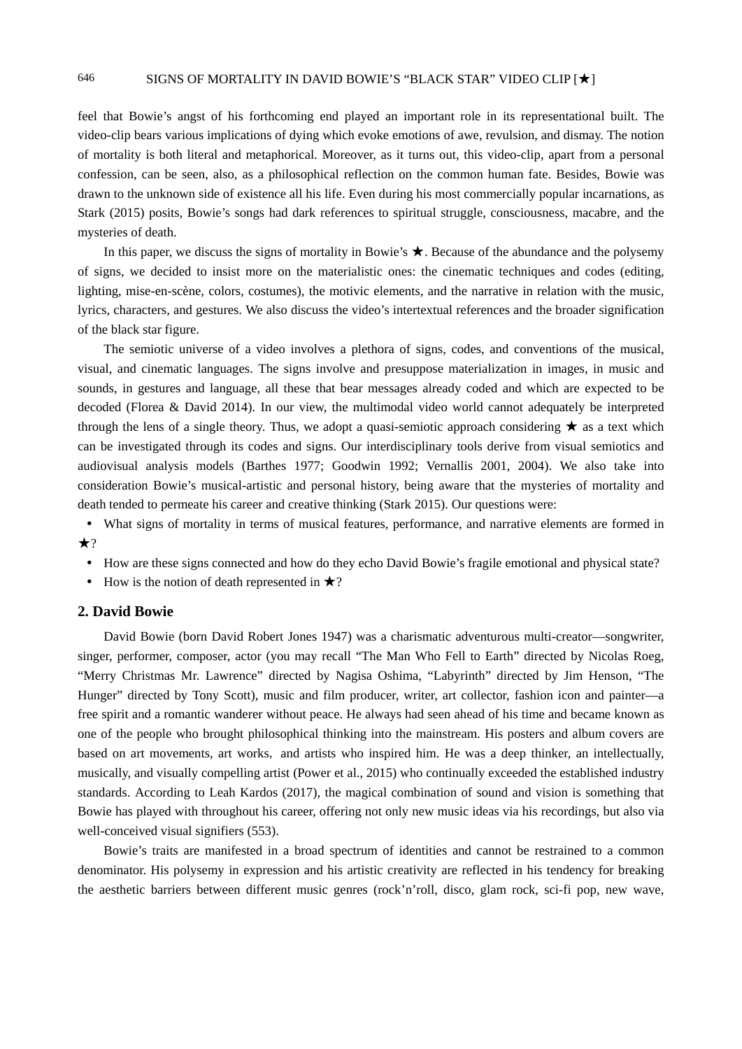feel that Bowie's angst of his forthcoming end played an important role in its representational built. The video-clip bears various implications of dying which evoke emotions of awe, revulsion, and dismay. The notion of mortality is both literal and metaphorical. Moreover, as it turns out, this video-clip, apart from a personal confession, can be seen, also, as a philosophical reflection on the common human fate. Besides, Bowie was drawn to the unknown side of existence all his life. Even during his most commercially popular incarnations, as Stark (2015) posits, Bowie's songs had dark references to spiritual struggle, consciousness, macabre, and the mysteries of death.

In this paper, we discuss the signs of mortality in Bowie's ★. Because of the abundance and the polysemy of signs, we decided to insist more on the materialistic ones: the cinematic techniques and codes (editing, lighting, mise-en-scène, colors, costumes), the motivic elements, and the narrative in relation with the music, lyrics, characters, and gestures. We also discuss the video's intertextual references and the broader signification of the black star figure.

The semiotic universe of a video involves a plethora of signs, codes, and conventions of the musical, visual, and cinematic languages. The signs involve and presuppose materialization in images, in music and sounds, in gestures and language, all these that bear messages already coded and which are expected to be decoded (Florea & David 2014). In our view, the multimodal video world cannot adequately be interpreted through the lens of a single theory. Thus, we adopt a quasi-semiotic approach considering ★ as a text which can be investigated through its codes and signs. Our interdisciplinary tools derive from visual semiotics and audiovisual analysis models (Barthes 1977; Goodwin 1992; Vernallis 2001, 2004). We also take into consideration Bowie's musical-artistic and personal history, being aware that the mysteries of mortality and death tended to permeate his career and creative thinking (Stark 2015). Our questions were:

- What signs of mortality in terms of musical features, performance, and narrative elements are formed in ★?
- How are these signs connected and how do they echo David Bowie's fragile emotional and physical state?
- How is the notion of death represented in ★?

## 2. David Bowie

David Bowie (born David Robert Jones 1947) was a charismatic adventurous multi-creator—songwriter, singer, performer, composer, actor (you may recall "The Man Who Fell to Earth" directed by Nicolas Roeg, "Merry Christmas Mr. Lawrence" directed by Nagisa Oshima, "Labyrinth" directed by Jim Henson, "The Hunger" directed by Tony Scott), music and film producer, writer, art collector, fashion icon and painter—a free spirit and a romantic wanderer without peace. He always had seen ahead of his time and became known as one of the people who brought philosophical thinking into the mainstream. His posters and album covers are based on art movements, art works, and artists who inspired him. He was a deep thinker, an intellectually, musically, and visually compelling artist (Power et al., 2015) who continually exceeded the established industry standards. According to Leah Kardos (2017), the magical combination of sound and vision is something that Bowie has played with throughout his career, offering not only new music ideas via his recordings, but also via well-conceived visual signifiers (553).

Bowie's traits are manifested in a broad spectrum of identities and cannot be restrained to a common denominator. His polysemy in expression and his artistic creativity are reflected in his tendency for breaking the aesthetic barriers between different music genres (rock'n'roll, disco, glam rock, sci-fi pop, new wave,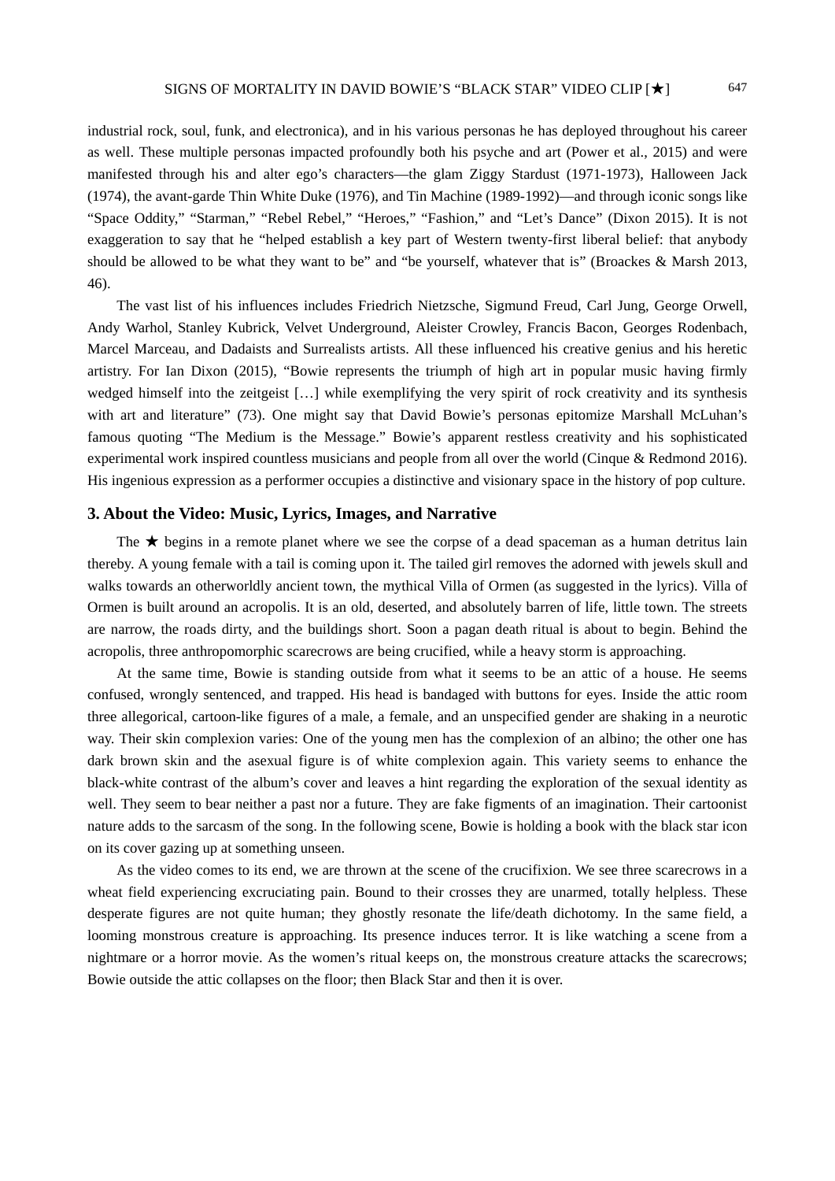industrial rock, soul, funk, and electronica), and in his various personas he has deployed throughout his career as well. These multiple personas impacted profoundly both his psyche and art (Power et al., 2015) and were manifested through his and alter ego's characters—the glam Ziggy Stardust (1971-1973), Halloween Jack (1974), the avant-garde Thin White Duke (1976), and Tin Machine (1989-1992)—and through iconic songs like "Space Oddity," "Starman," "Rebel Rebel," "Heroes," "Fashion," and "Let's Dance" (Dixon 2015). It is not exaggeration to say that he "helped establish a key part of Western twenty-first liberal belief: that anybody should be allowed to be what they want to be" and "be yourself, whatever that is" (Broackes & Marsh 2013, 46).

The vast list of his influences includes Friedrich Nietzsche, Sigmund Freud, Carl Jung, George Orwell, Andy Warhol, Stanley Kubrick, Velvet Underground, Aleister Crowley, Francis Bacon, Georges Rodenbach, Marcel Marceau, and Dadaists and Surrealists artists. All these influenced his creative genius and his heretic artistry. For Ian Dixon (2015), "Bowie represents the triumph of high art in popular music having firmly wedged himself into the zeitgeist […] while exemplifying the very spirit of rock creativity and its synthesis with art and literature" (73). One might say that David Bowie's personas epitomize Marshall McLuhan's famous quoting "The Medium is the Message." Bowie's apparent restless creativity and his sophisticated experimental work inspired countless musicians and people from all over the world (Cinque & Redmond 2016). His ingenious expression as a performer occupies a distinctive and visionary space in the history of pop culture.

## 3. About the Video: Music, Lyrics, Images, and Narrative

The ★ begins in a remote planet where we see the corpse of a dead spaceman as a human detritus lain thereby. A young female with a tail is coming upon it. The tailed girl removes the adorned with jewels skull and walks towards an otherworldly ancient town, the mythical Villa of Ormen (as suggested in the lyrics). Villa of Ormen is built around an acropolis. It is an old, deserted, and absolutely barren of life, little town. The streets are narrow, the roads dirty, and the buildings short. Soon a pagan death ritual is about to begin. Behind the acropolis, three anthropomorphic scarecrows are being crucified, while a heavy storm is approaching.

At the same time, Bowie is standing outside from what it seems to be an attic of a house. He seems confused, wrongly sentenced, and trapped. His head is bandaged with buttons for eyes. Inside the attic room three allegorical, cartoon-like figures of a male, a female, and an unspecified gender are shaking in a neurotic way. Their skin complexion varies: One of the young men has the complexion of an albino; the other one has dark brown skin and the asexual figure is of white complexion again. This variety seems to enhance the black-white contrast of the album's cover and leaves a hint regarding the exploration of the sexual identity as well. They seem to bear neither a past nor a future. They are fake figments of an imagination. Their cartoonist nature adds to the sarcasm of the song. In the following scene, Bowie is holding a book with the black star icon on its cover gazing up at something unseen.

As the video comes to its end, we are thrown at the scene of the crucifixion. We see three scarecrows in a wheat field experiencing excruciating pain. Bound to their crosses they are unarmed, totally helpless. These desperate figures are not quite human; they ghostly resonate the life/death dichotomy. In the same field, a looming monstrous creature is approaching. Its presence induces terror. It is like watching a scene from a nightmare or a horror movie. As the women's ritual keeps on, the monstrous creature attacks the scarecrows; Bowie outside the attic collapses on the floor; then Black Star and then it is over.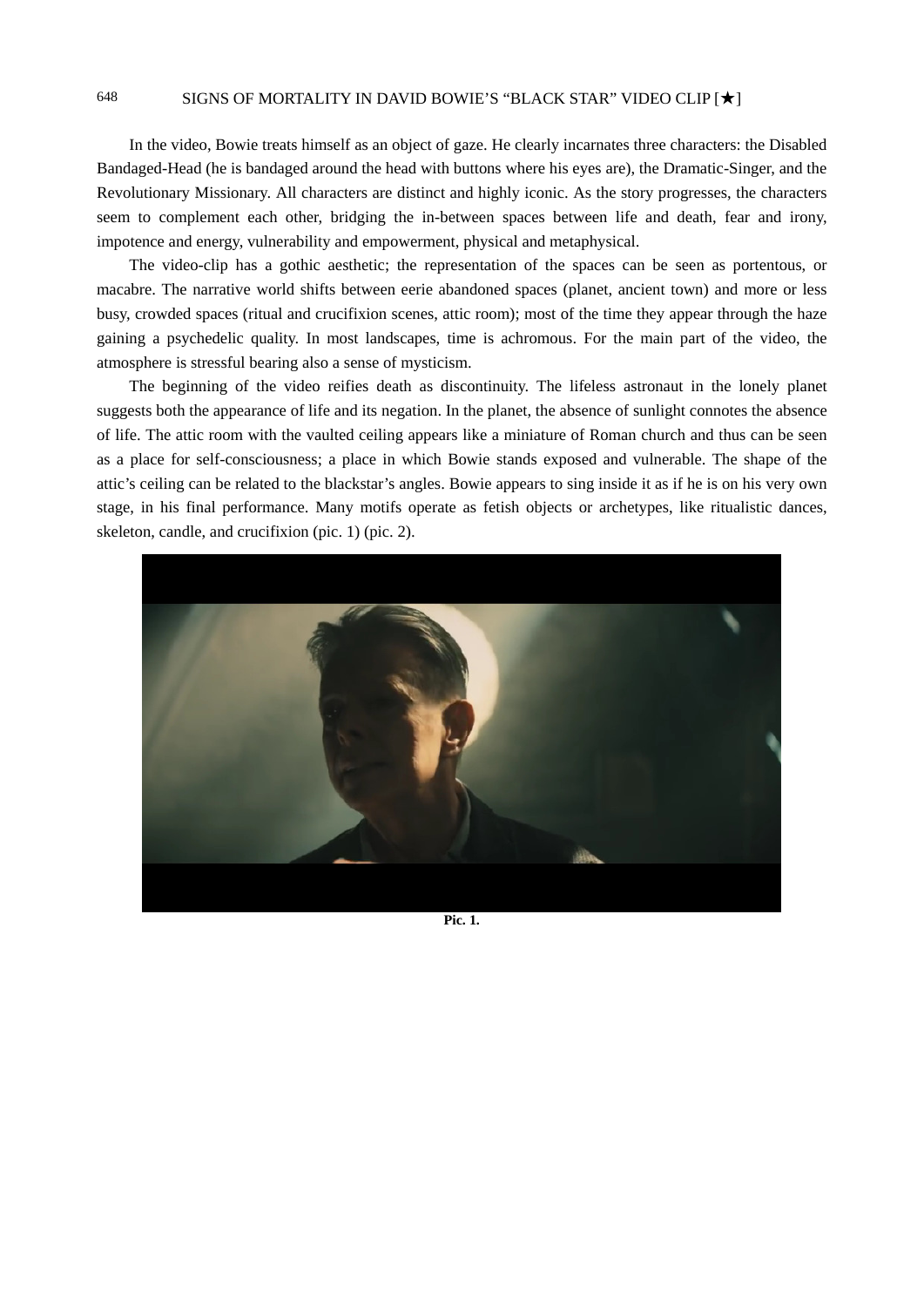In the video, Bowie treats himself as an object of gaze. He clearly incarnates three characters: the Disabled Bandaged-Head (he is bandaged around the head with buttons where his eyes are), the Dramatic-Singer, and the Revolutionary Missionary. All characters are distinct and highly iconic. As the story progresses, the characters seem to complement each other, bridging the in-between spaces between life and death, fear and irony, impotence and energy, vulnerability and empowerment, physical and metaphysical.

The video-clip has a gothic aesthetic; the representation of the spaces can be seen as portentous, or macabre. The narrative world shifts between eerie abandoned spaces (planet, ancient town) and more or less busy, crowded spaces (ritual and crucifixion scenes, attic room); most of the time they appear through the haze gaining a psychedelic quality. In most landscapes, time is achromous. For the main part of the video, the atmosphere is stressful bearing also a sense of mysticism.

The beginning of the video reifies death as discontinuity. The lifeless astronaut in the lonely planet suggests both the appearance of life and its negation. In the planet, the absence of sunlight connotes the absence of life. The attic room with the vaulted ceiling appears like a miniature of Roman church and thus can be seen as a place for self-consciousness; a place in which Bowie stands exposed and vulnerable. The shape of the attic's ceiling can be related to the blackstar's angles. Bowie appears to sing inside it as if he is on his very own stage, in his final performance. Many motifs operate as fetish objects or archetypes, like ritualistic dances, skeleton, candle, and crucifixion (pic. 1) (pic. 2).

**Pic. 1.**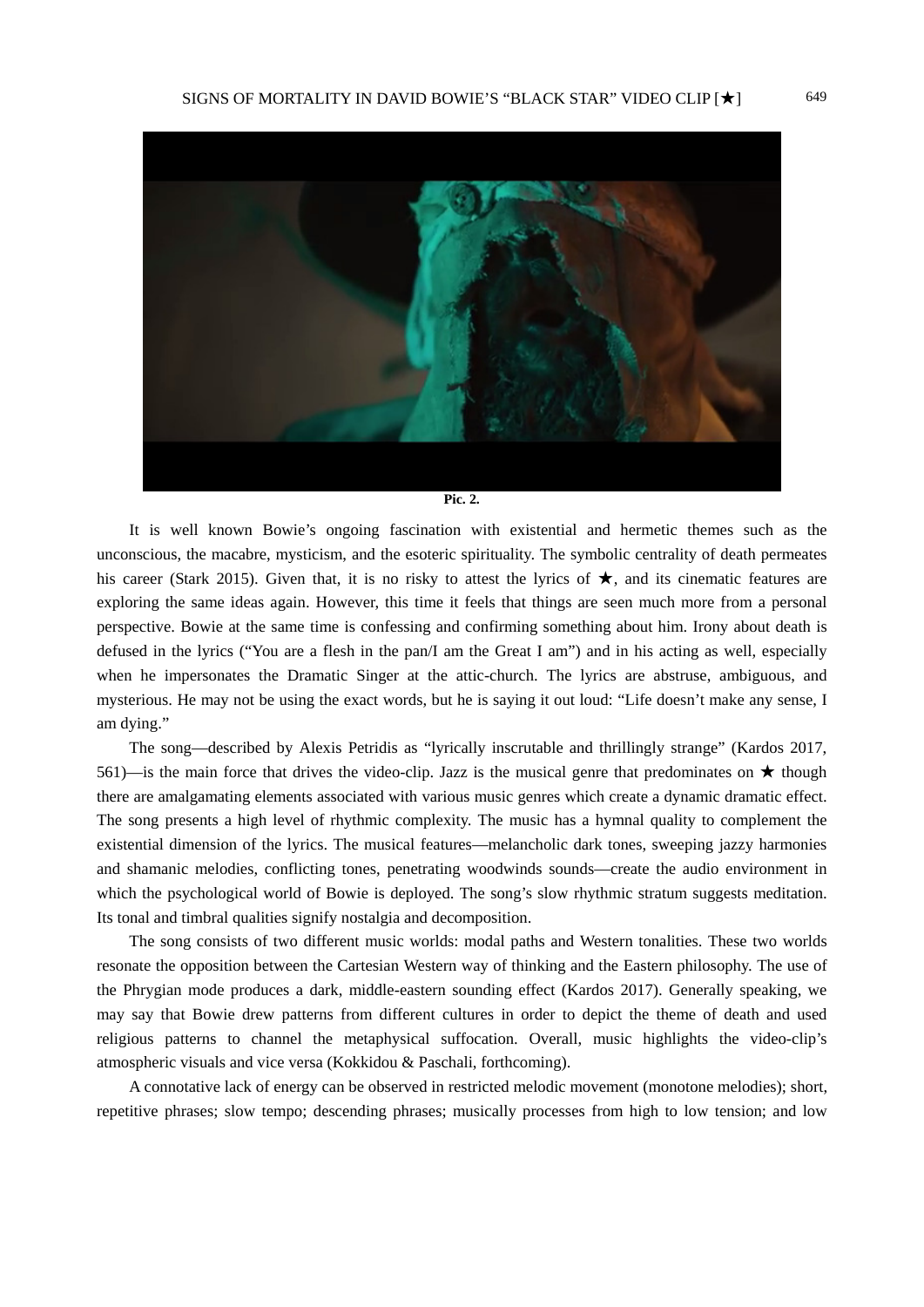**Pic. 2.**

It is well known Bowie's ongoing fascination with existential and hermetic themes such as the unconscious, the macabre, mysticism, and the esoteric spirituality. The symbolic centrality of death permeates his career (Stark 2015). Given that, it is no risky to attest the lyrics of ★, and its cinematic features are exploring the same ideas again. However, this time it feels that things are seen much more from a personal perspective. Bowie at the same time is confessing and confirming something about him. Irony about death is defused in the lyrics ("You are a flesh in the pan/I am the Great I am") and in his acting as well, especially when he impersonates the Dramatic Singer at the attic-church. The lyrics are abstruse, ambiguous, and mysterious. He may not be using the exact words, but he is saying it out loud: "Life doesn't make any sense, I am dying."

The song—described by Alexis Petridis as "lyrically inscrutable and thrillingly strange" (Kardos 2017, 561)—is the main force that drives the video-clip. Jazz is the musical genre that predominates on ★ though there are amalgamating elements associated with various music genres which create a dynamic dramatic effect. The song presents a high level of rhythmic complexity. The music has a hymnal quality to complement the existential dimension of the lyrics. The musical features—melancholic dark tones, sweeping jazzy harmonies and shamanic melodies, conflicting tones, penetrating woodwinds sounds—create the audio environment in which the psychological world of Bowie is deployed. The song's slow rhythmic stratum suggests meditation. Its tonal and timbral qualities signify nostalgia and decomposition.

The song consists of two different music worlds: modal paths and Western tonalities. These two worlds resonate the opposition between the Cartesian Western way of thinking and the Eastern philosophy. The use of the Phrygian mode produces a dark, middle-eastern sounding effect (Kardos 2017). Generally speaking, we may say that Bowie drew patterns from different cultures in order to depict the theme of death and used religious patterns to channel the metaphysical suffocation. Overall, music highlights the video-clip's atmospheric visuals and vice versa (Kokkidou & Paschali, forthcoming).

A connotative lack of energy can be observed in restricted melodic movement (monotone melodies); short, repetitive phrases; slow tempo; descending phrases; musically processes from high to low tension; and low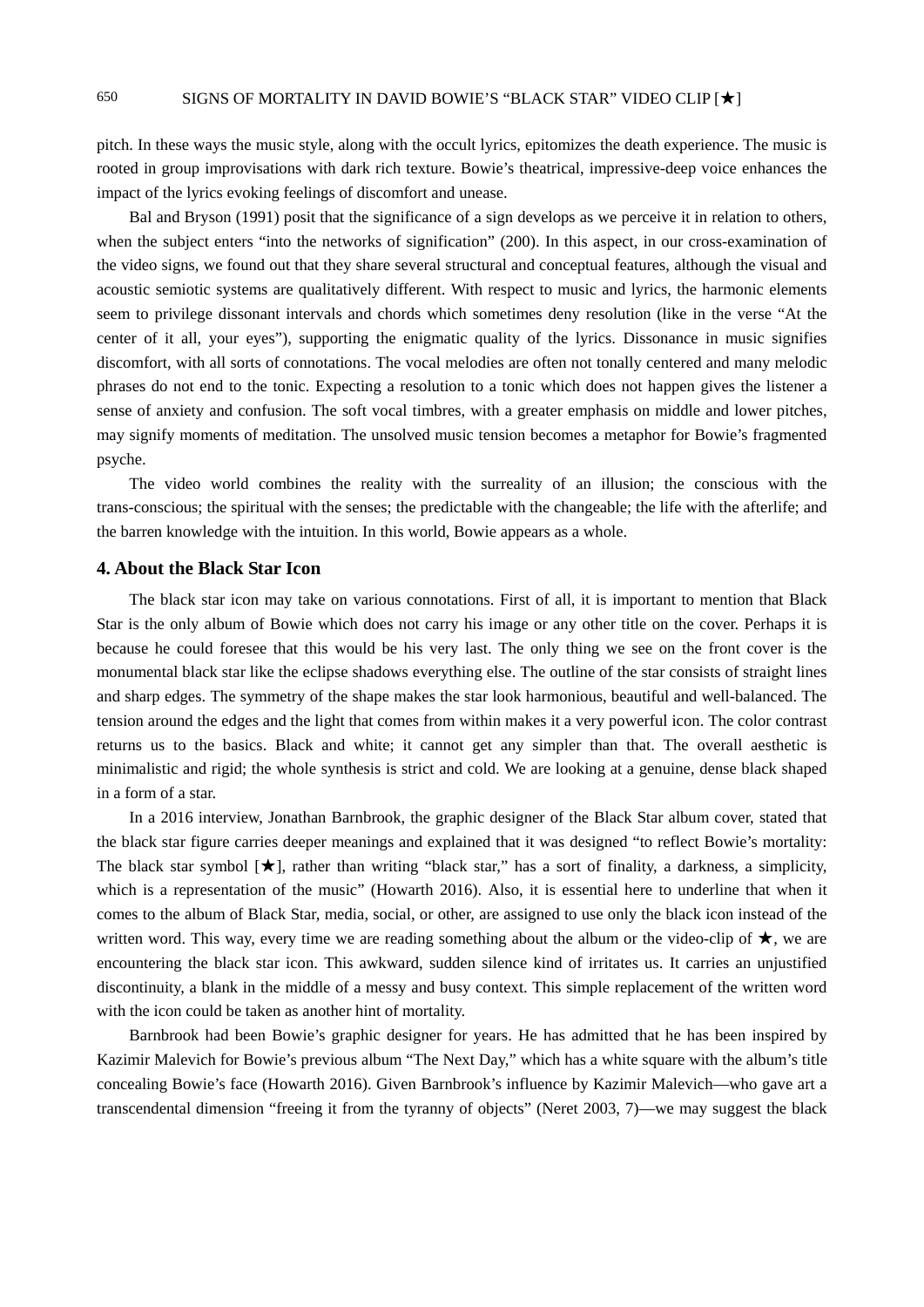pitch. In these ways the music style, along with the occult lyrics, epitomizes the death experience. The music is rooted in group improvisations with dark rich texture. Bowie's theatrical, impressive-deep voice enhances the impact of the lyrics evoking feelings of discomfort and unease.

Bal and Bryson (1991) posit that the significance of a sign develops as we perceive it in relation to others, when the subject enters "into the networks of signification" (200). In this aspect, in our cross-examination of the video signs, we found out that they share several structural and conceptual features, although the visual and acoustic semiotic systems are qualitatively different. With respect to music and lyrics, the harmonic elements seem to privilege dissonant intervals and chords which sometimes deny resolution (like in the verse "At the center of it all, your eyes"), supporting the enigmatic quality of the lyrics. Dissonance in music signifies discomfort, with all sorts of connotations. The vocal melodies are often not tonally centered and many melodic phrases do not end to the tonic. Expecting a resolution to a tonic which does not happen gives the listener a sense of anxiety and confusion. The soft vocal timbres, with a greater emphasis on middle and lower pitches, may signify moments of meditation. The unsolved music tension becomes a metaphor for Bowie's fragmented psyche.

The video world combines the reality with the surreality of an illusion; the conscious with the trans-conscious; the spiritual with the senses; the predictable with the changeable; the life with the afterlife; and the barren knowledge with the intuition. In this world, Bowie appears as a whole.

## 4. About the Black Star Icon

The black star icon may take on various connotations. First of all, it is important to mention that Black Star is the only album of Bowie which does not carry his image or any other title on the cover. Perhaps it is because he could foresee that this would be his very last. The only thing we see on the front cover is the monumental black star like the eclipse shadows everything else. The outline of the star consists of straight lines and sharp edges. The symmetry of the shape makes the star look harmonious, beautiful and well-balanced. The tension around the edges and the light that comes from within makes it a very powerful icon. The color contrast returns us to the basics. Black and white; it cannot get any simpler than that. The overall aesthetic is minimalistic and rigid; the whole synthesis is strict and cold. We are looking at a genuine, dense black shaped in a form of a star.

In a 2016 interview, Jonathan Barnbrook, the graphic designer of the Black Star album cover, stated that the black star figure carries deeper meanings and explained that it was designed "to reflect Bowie's mortality: The black star symbol [★], rather than writing "black star," has a sort of finality, a darkness, a simplicity, which is a representation of the music" (Howarth 2016). Also, it is essential here to underline that when it comes to the album of Black Star, media, social, or other, are assigned to use only the black icon instead of the written word. This way, every time we are reading something about the album or the video-clip of ★, we are encountering the black star icon. This awkward, sudden silence kind of irritates us. It carries an unjustified discontinuity, a blank in the middle of a messy and busy context. This simple replacement of the written word with the icon could be taken as another hint of mortality.

Barnbrook had been Bowie's graphic designer for years. He has admitted that he has been inspired by Kazimir Malevich for Bowie's previous album "The Next Day," which has a white square with the album's title concealing Bowie's face (Howarth 2016). Given Barnbrook's influence by Kazimir Malevich—who gave art a transcendental dimension "freeing it from the tyranny of objects" (Neret 2003, 7)—we may suggest the black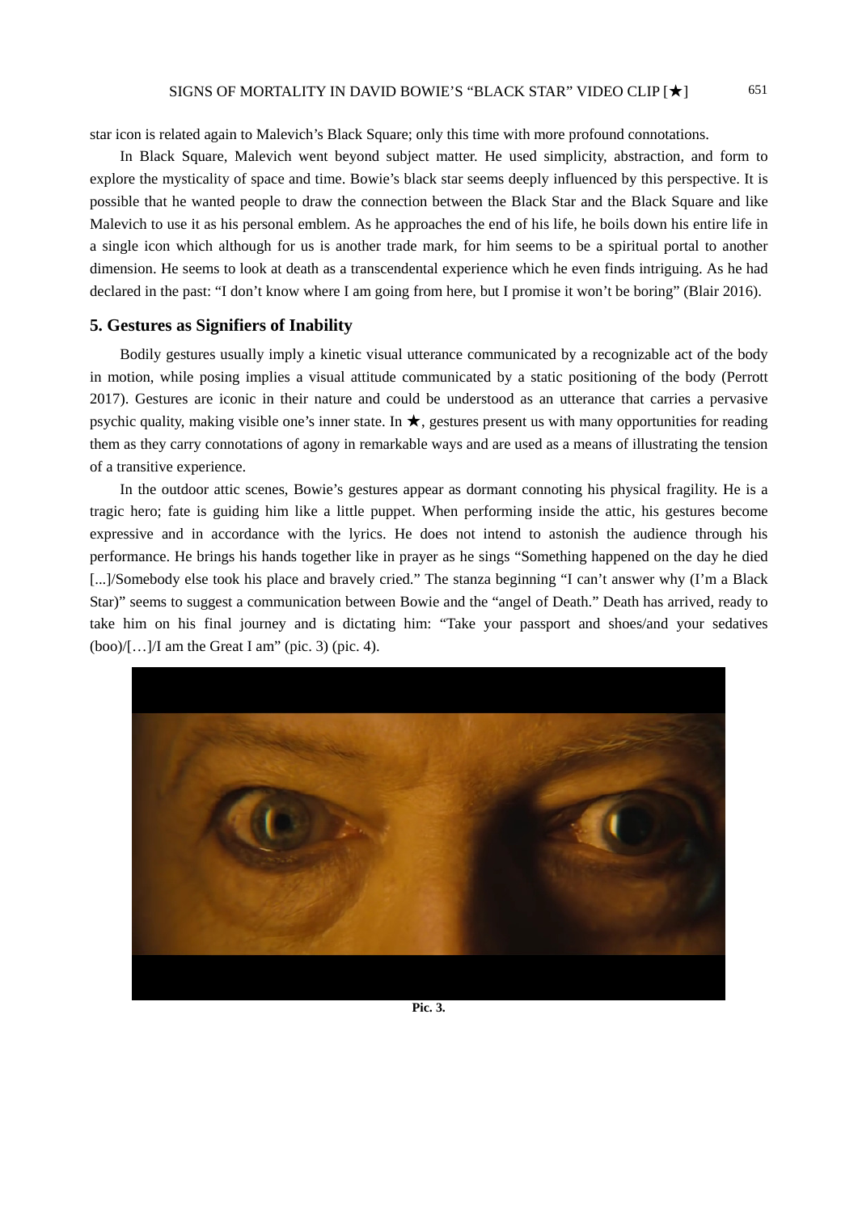star icon is related again to Malevich's Black Square; only this time with more profound connotations.

In Black Square, Malevich went beyond subject matter. He used simplicity, abstraction, and form to explore the mysticality of space and time. Bowie's black star seems deeply influenced by this perspective. It is possible that he wanted people to draw the connection between the Black Star and the Black Square and like Malevich to use it as his personal emblem. As he approaches the end of his life, he boils down his entire life in a single icon which although for us is another trade mark, for him seems to be a spiritual portal to another dimension. He seems to look at death as a transcendental experience which he even finds intriguing. As he had declared in the past: "I don't know where I am going from here, but I promise it won't be boring" (Blair 2016).

## 5. Gestures as Signifiers of Inability

Bodily gestures usually imply a kinetic visual utterance communicated by a recognizable act of the body in motion, while posing implies a visual attitude communicated by a static positioning of the body (Perrott 2017). Gestures are iconic in their nature and could be understood as an utterance that carries a pervasive psychic quality, making visible one's inner state. In ★, gestures present us with many opportunities for reading them as they carry connotations of agony in remarkable ways and are used as a means of illustrating the tension of a transitive experience.

In the outdoor attic scenes, Bowie's gestures appear as dormant connoting his physical fragility. He is a tragic hero; fate is guiding him like a little puppet. When performing inside the attic, his gestures become expressive and in accordance with the lyrics. He does not intend to astonish the audience through his performance. He brings his hands together like in prayer as he sings "Something happened on the day he died [...]/Somebody else took his place and bravely cried." The stanza beginning "I can't answer why (I'm a Black Star)" seems to suggest a communication between Bowie and the "angel of Death." Death has arrived, ready to take him on his final journey and is dictating him: "Take your passport and shoes/and your sedatives (boo)/[…]/I am the Great I am" (pic. 3) (pic. 4).

**Pic. 3.**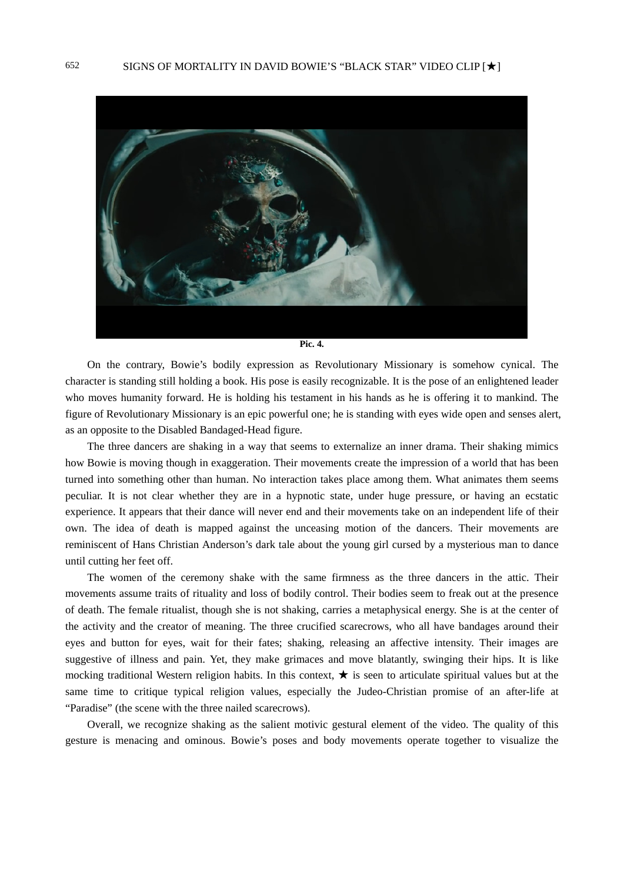Pic. 4.

On the contrary, Bowie's bodily expression as Revolutionary Missionary is somehow cynical. The character is standing still holding a book. His pose is easily recognizable. It is the pose of an enlightened leader who moves humanity forward. He is holding his testament in his hands as he is offering it to mankind. The figure of Revolutionary Missionary is an epic powerful one; he is standing with eyes wide open and senses alert, as an opposite to the Disabled Bandaged-Head figure.

The three dancers are shaking in a way that seems to externalize an inner drama. Their shaking mimics how Bowie is moving though in exaggeration. Their movements create the impression of a world that has been turned into something other than human. No interaction takes place among them. What animates them seems peculiar. It is not clear whether they are in a hypnotic state, under huge pressure, or having an ecstatic experience. It appears that their dance will never end and their movements take on an independent life of their own. The idea of death is mapped against the unceasing motion of the dancers. Their movements are reminiscent of Hans Christian Anderson's dark tale about the young girl cursed by a mysterious man to dance until cutting her feet off.

The women of the ceremony shake with the same firmness as the three dancers in the attic. Their movements assume traits of rituality and loss of bodily control. Their bodies seem to freak out at the presence of death. The female ritualist, though she is not shaking, carries a metaphysical energy. She is at the center of the activity and the creator of meaning. The three crucified scarecrows, who all have bandages around their eyes and button for eyes, wait for their fates; shaking, releasing an affective intensity. Their images are suggestive of illness and pain. Yet, they make grimaces and move blatantly, swinging their hips. It is like mocking traditional Western religion habits. In this context, ★ is seen to articulate spiritual values but at the same time to critique typical religion values, especially the Judeo-Christian promise of an after-life at "Paradise" (the scene with the three nailed scarecrows).

Overall, we recognize shaking as the salient motivic gestural element of the video. The quality of this gesture is menacing and ominous. Bowie's poses and body movements operate together to visualize the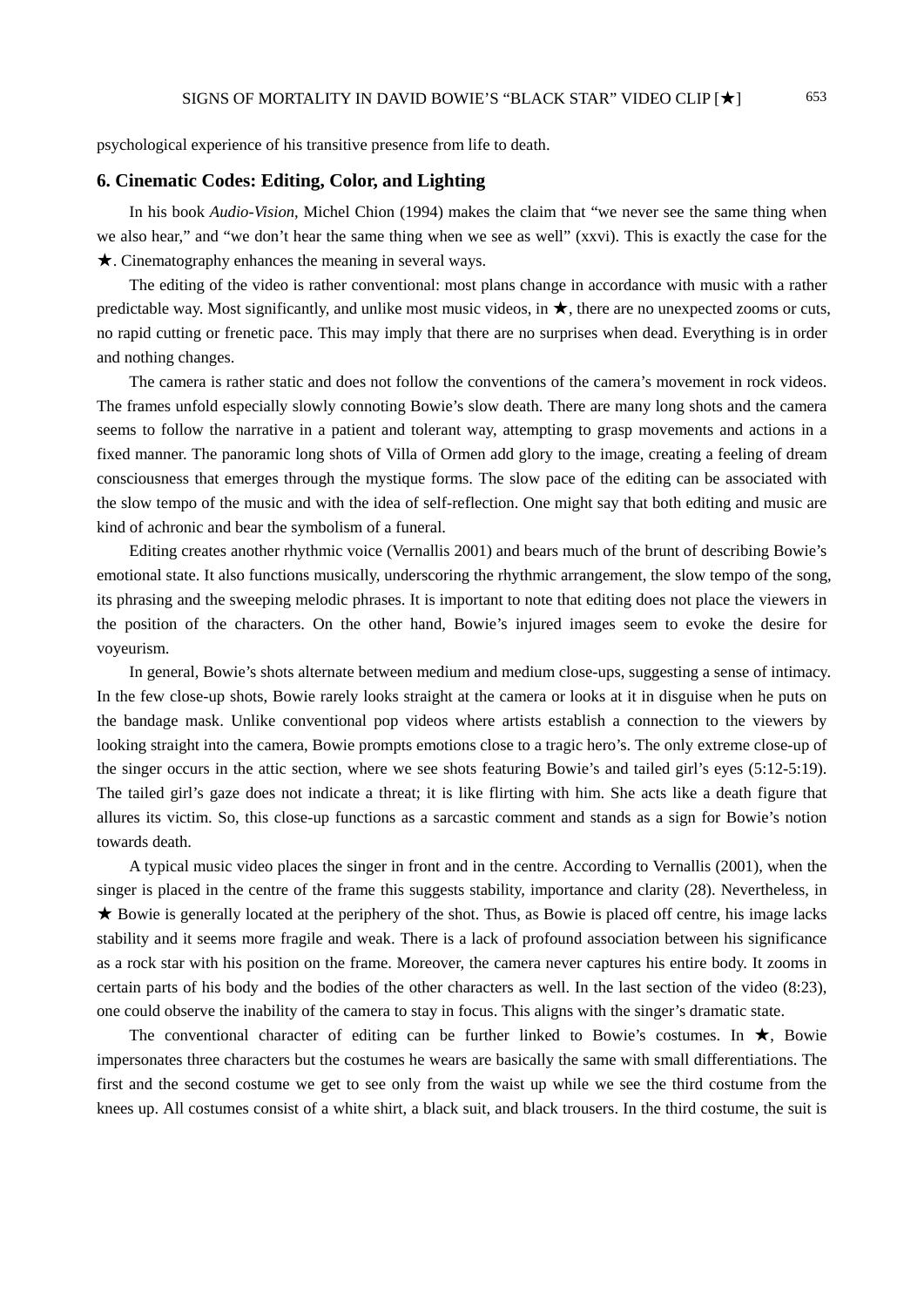psychological experience of his transitive presence from life to death.

## 6. Cinematic Codes: Editing, Color, and Lighting

In his book *Audio-Vision*, Michel Chion (1994) makes the claim that “we never see the same thing when we also hear,” and “we don’t hear the same thing when we see as well” (xxvi). This is exactly the case for the ★. Cinematography enhances the meaning in several ways.

The editing of the video is rather conventional: most plans change in accordance with music with a rather predictable way. Most significantly, and unlike most music videos, in ★, there are no unexpected zooms or cuts, no rapid cutting or frenetic pace. This may imply that there are no surprises when dead. Everything is in order and nothing changes.

The camera is rather static and does not follow the conventions of the camera’s movement in rock videos. The frames unfold especially slowly connoting Bowie’s slow death. There are many long shots and the camera seems to follow the narrative in a patient and tolerant way, attempting to grasp movements and actions in a fixed manner. The panoramic long shots of Villa of Ormen add glory to the image, creating a feeling of dream consciousness that emerges through the mystique forms. The slow pace of the editing can be associated with the slow tempo of the music and with the idea of self-reflection. One might say that both editing and music are kind of achronic and bear the symbolism of a funeral.

Editing creates another rhythmic voice (Vernallis 2001) and bears much of the brunt of describing Bowie’s emotional state. It also functions musically, underscoring the rhythmic arrangement, the slow tempo of the song, its phrasing and the sweeping melodic phrases. It is important to note that editing does not place the viewers in the position of the characters. On the other hand, Bowie’s injured images seem to evoke the desire for voyeurism.

In general, Bowie’s shots alternate between medium and medium close-ups, suggesting a sense of intimacy. In the few close-up shots, Bowie rarely looks straight at the camera or looks at it in disguise when he puts on the bandage mask. Unlike conventional pop videos where artists establish a connection to the viewers by looking straight into the camera, Bowie prompts emotions close to a tragic hero’s. The only extreme close-up of the singer occurs in the attic section, where we see shots featuring Bowie’s and tailed girl’s eyes (5:12-5:19). The tailed girl’s gaze does not indicate a threat; it is like flirting with him. She acts like a death figure that allures its victim. So, this close-up functions as a sarcastic comment and stands as a sign for Bowie’s notion towards death.

A typical music video places the singer in front and in the centre. According to Vernallis (2001), when the singer is placed in the centre of the frame this suggests stability, importance and clarity (28). Nevertheless, in ★ Bowie is generally located at the periphery of the shot. Thus, as Bowie is placed off centre, his image lacks stability and it seems more fragile and weak. There is a lack of profound association between his significance as a rock star with his position on the frame. Moreover, the camera never captures his entire body. It zooms in certain parts of his body and the bodies of the other characters as well. In the last section of the video (8:23), one could observe the inability of the camera to stay in focus. This aligns with the singer’s dramatic state.

The conventional character of editing can be further linked to Bowie’s costumes. In ★, Bowie impersonates three characters but the costumes he wears are basically the same with small differentiations. The first and the second costume we get to see only from the waist up while we see the third costume from the knees up. All costumes consist of a white shirt, a black suit, and black trousers. In the third costume, the suit is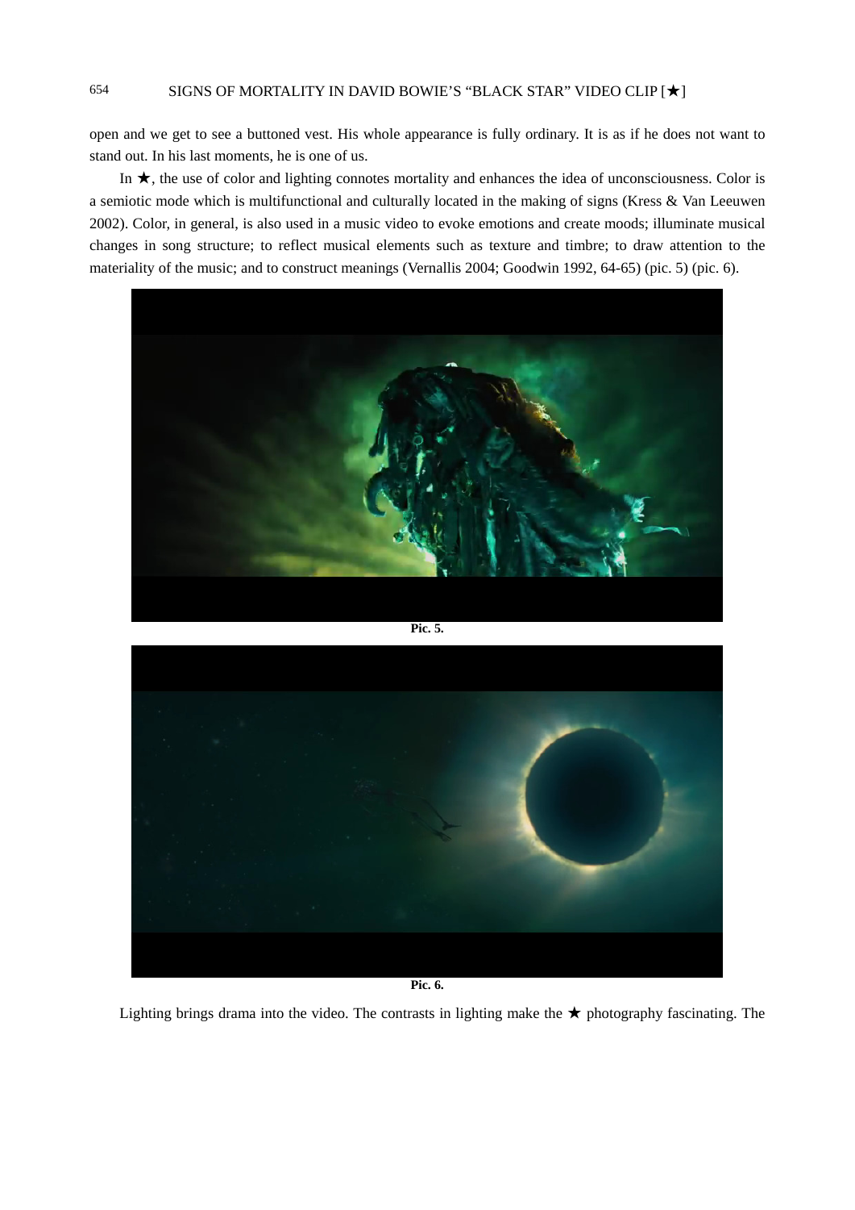open and we get to see a buttoned vest. His whole appearance is fully ordinary. It is as if he does not want to stand out. In his last moments, he is one of us.

In ★, the use of color and lighting connotes mortality and enhances the idea of unconsciousness. Color is a semiotic mode which is multifunctional and culturally located in the making of signs (Kress & Van Leeuwen 2002). Color, in general, is also used in a music video to evoke emotions and create moods; illuminate musical changes in song structure; to reflect musical elements such as texture and timbre; to draw attention to the materiality of the music; and to construct meanings (Vernallis 2004; Goodwin 1992, 64-65) (pic. 5) (pic. 6).

**Pic. 5.**

**Pic. 6.**

Lighting brings drama into the video. The contrasts in lighting make the ★ photography fascinating. The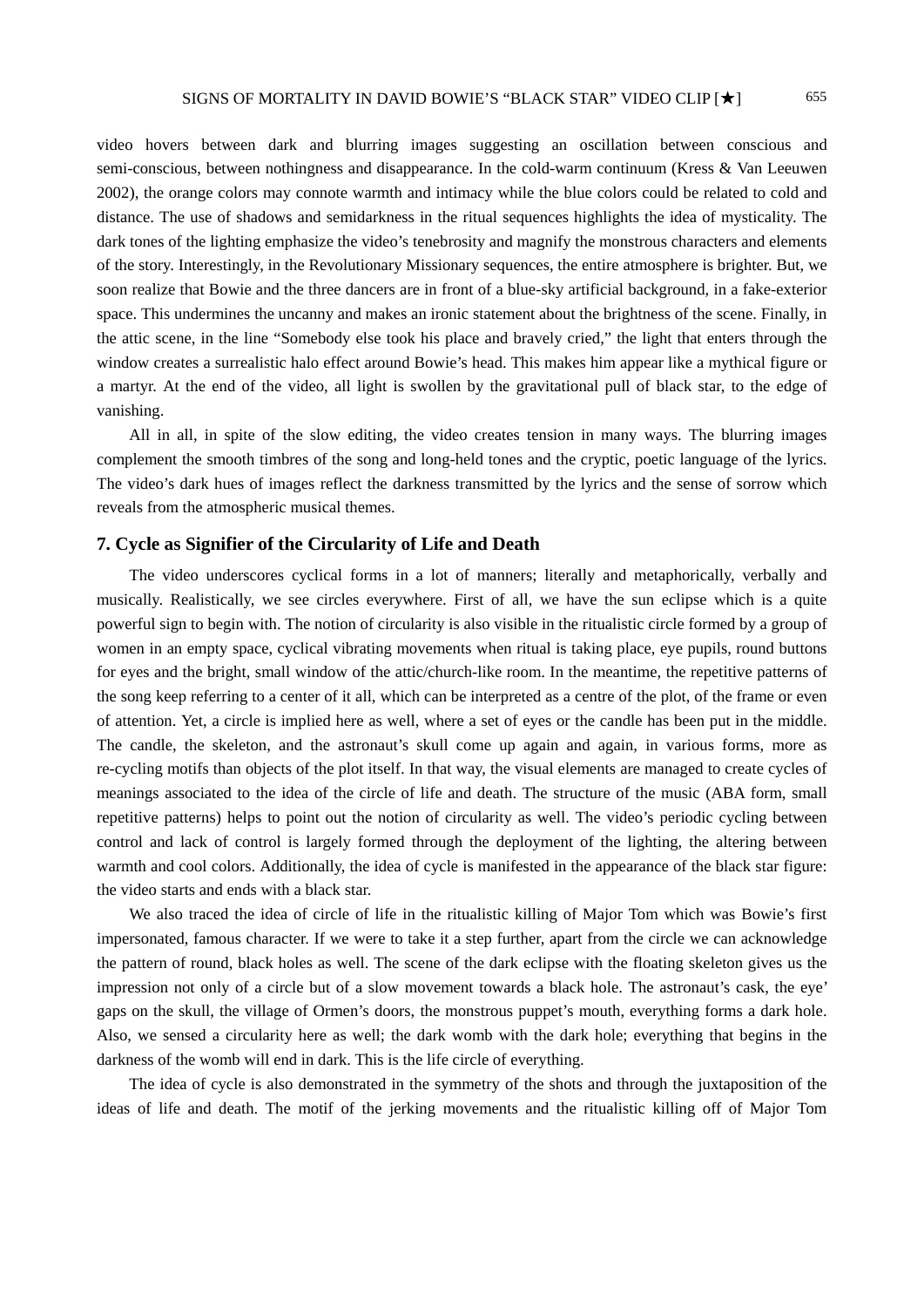video hovers between dark and blurring images suggesting an oscillation between conscious and semi-conscious, between nothingness and disappearance. In the cold-warm continuum (Kress & Van Leeuwen 2002), the orange colors may connote warmth and intimacy while the blue colors could be related to cold and distance. The use of shadows and semidarkness in the ritual sequences highlights the idea of mysticality. The dark tones of the lighting emphasize the video's tenebrosity and magnify the monstrous characters and elements of the story. Interestingly, in the Revolutionary Missionary sequences, the entire atmosphere is brighter. But, we soon realize that Bowie and the three dancers are in front of a blue-sky artificial background, in a fake-exterior space. This undermines the uncanny and makes an ironic statement about the brightness of the scene. Finally, in the attic scene, in the line "Somebody else took his place and bravely cried," the light that enters through the window creates a surrealistic halo effect around Bowie's head. This makes him appear like a mythical figure or a martyr. At the end of the video, all light is swollen by the gravitational pull of black star, to the edge of vanishing.

All in all, in spite of the slow editing, the video creates tension in many ways. The blurring images complement the smooth timbres of the song and long-held tones and the cryptic, poetic language of the lyrics. The video's dark hues of images reflect the darkness transmitted by the lyrics and the sense of sorrow which reveals from the atmospheric musical themes.

## 7. Cycle as Signifier of the Circularity of Life and Death

The video underscores cyclical forms in a lot of manners; literally and metaphorically, verbally and musically. Realistically, we see circles everywhere. First of all, we have the sun eclipse which is a quite powerful sign to begin with. The notion of circularity is also visible in the ritualistic circle formed by a group of women in an empty space, cyclical vibrating movements when ritual is taking place, eye pupils, round buttons for eyes and the bright, small window of the attic/church-like room. In the meantime, the repetitive patterns of the song keep referring to a center of it all, which can be interpreted as a centre of the plot, of the frame or even of attention. Yet, a circle is implied here as well, where a set of eyes or the candle has been put in the middle. The candle, the skeleton, and the astronaut's skull come up again and again, in various forms, more as re-cycling motifs than objects of the plot itself. In that way, the visual elements are managed to create cycles of meanings associated to the idea of the circle of life and death. The structure of the music (ABA form, small repetitive patterns) helps to point out the notion of circularity as well. The video's periodic cycling between control and lack of control is largely formed through the deployment of the lighting, the altering between warmth and cool colors. Additionally, the idea of cycle is manifested in the appearance of the black star figure: the video starts and ends with a black star.

We also traced the idea of circle of life in the ritualistic killing of Major Tom which was Bowie's first impersonated, famous character. If we were to take it a step further, apart from the circle we can acknowledge the pattern of round, black holes as well. The scene of the dark eclipse with the floating skeleton gives us the impression not only of a circle but of a slow movement towards a black hole. The astronaut's cask, the eye' gaps on the skull, the village of Ormen's doors, the monstrous puppet's mouth, everything forms a dark hole. Also, we sensed a circularity here as well; the dark womb with the dark hole; everything that begins in the darkness of the womb will end in dark. This is the life circle of everything.

The idea of cycle is also demonstrated in the symmetry of the shots and through the juxtaposition of the ideas of life and death. The motif of the jerking movements and the ritualistic killing off of Major Tom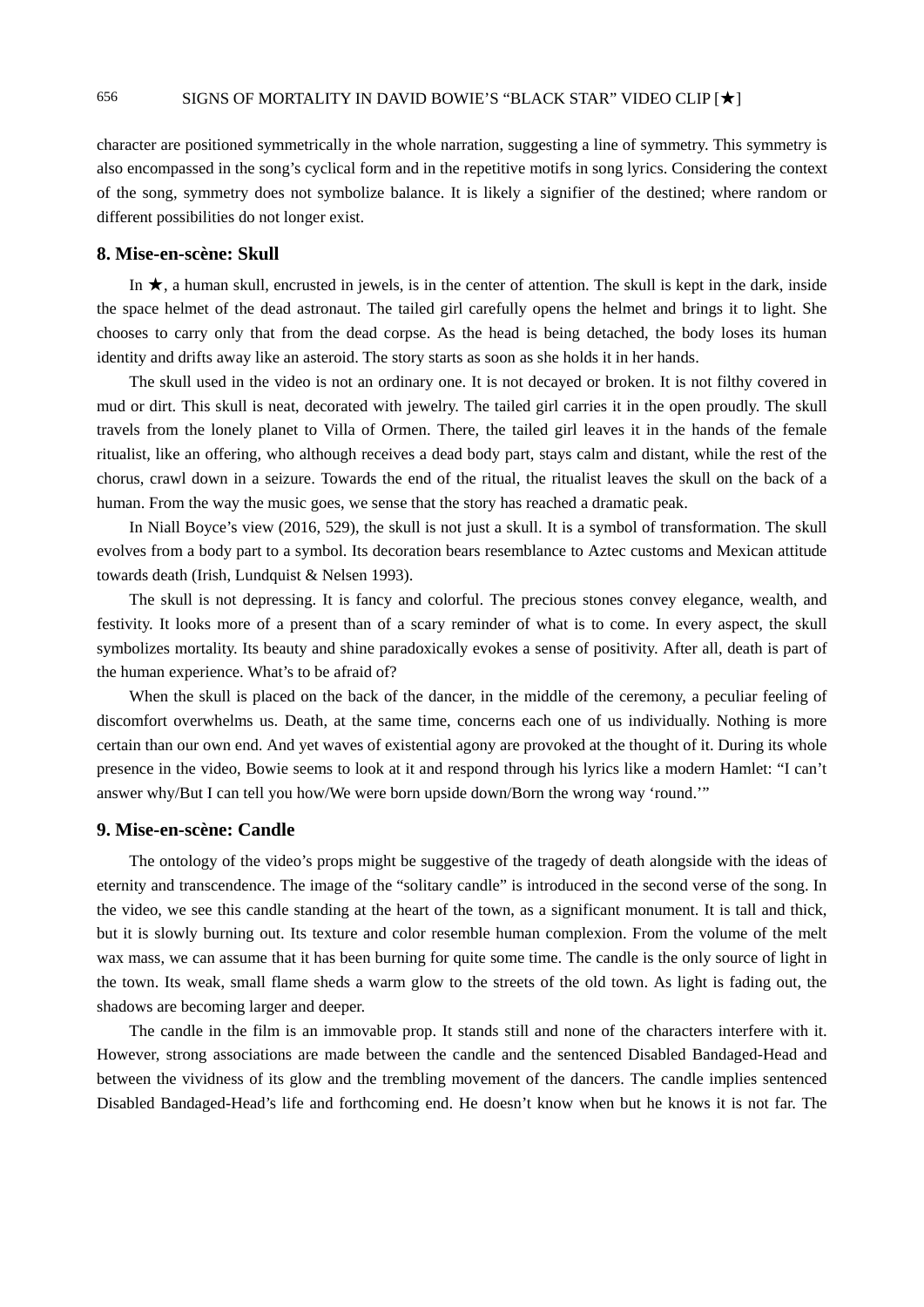character are positioned symmetrically in the whole narration, suggesting a line of symmetry. This symmetry is also encompassed in the song's cyclical form and in the repetitive motifs in song lyrics. Considering the context of the song, symmetry does not symbolize balance. It is likely a signifier of the destined; where random or different possibilities do not longer exist.

## 8. Mise-en-scène: Skull

In ★, a human skull, encrusted in jewels, is in the center of attention. The skull is kept in the dark, inside the space helmet of the dead astronaut. The tailed girl carefully opens the helmet and brings it to light. She chooses to carry only that from the dead corpse. As the head is being detached, the body loses its human identity and drifts away like an asteroid. The story starts as soon as she holds it in her hands.

The skull used in the video is not an ordinary one. It is not decayed or broken. It is not filthy covered in mud or dirt. This skull is neat, decorated with jewelry. The tailed girl carries it in the open proudly. The skull travels from the lonely planet to Villa of Ormen. There, the tailed girl leaves it in the hands of the female ritualist, like an offering, who although receives a dead body part, stays calm and distant, while the rest of the chorus, crawl down in a seizure. Towards the end of the ritual, the ritualist leaves the skull on the back of a human. From the way the music goes, we sense that the story has reached a dramatic peak.

In Niall Boyce's view (2016, 529), the skull is not just a skull. It is a symbol of transformation. The skull evolves from a body part to a symbol. Its decoration bears resemblance to Aztec customs and Mexican attitude towards death (Irish, Lundquist & Nelsen 1993).

The skull is not depressing. It is fancy and colorful. The precious stones convey elegance, wealth, and festivity. It looks more of a present than of a scary reminder of what is to come. In every aspect, the skull symbolizes mortality. Its beauty and shine paradoxically evokes a sense of positivity. After all, death is part of the human experience. What's to be afraid of?

When the skull is placed on the back of the dancer, in the middle of the ceremony, a peculiar feeling of discomfort overwhelms us. Death, at the same time, concerns each one of us individually. Nothing is more certain than our own end. And yet waves of existential agony are provoked at the thought of it. During its whole presence in the video, Bowie seems to look at it and respond through his lyrics like a modern Hamlet: "I can't answer why/But I can tell you how/We were born upside down/Born the wrong way 'round.'"

## 9. Mise-en-scène: Candle

The ontology of the video's props might be suggestive of the tragedy of death alongside with the ideas of eternity and transcendence. The image of the "solitary candle" is introduced in the second verse of the song. In the video, we see this candle standing at the heart of the town, as a significant monument. It is tall and thick, but it is slowly burning out. Its texture and color resemble human complexion. From the volume of the melt wax mass, we can assume that it has been burning for quite some time. The candle is the only source of light in the town. Its weak, small flame sheds a warm glow to the streets of the old town. As light is fading out, the shadows are becoming larger and deeper.

The candle in the film is an immovable prop. It stands still and none of the characters interfere with it. However, strong associations are made between the candle and the sentenced Disabled Bandaged-Head and between the vividness of its glow and the trembling movement of the dancers. The candle implies sentenced Disabled Bandaged-Head's life and forthcoming end. He doesn't know when but he knows it is not far. The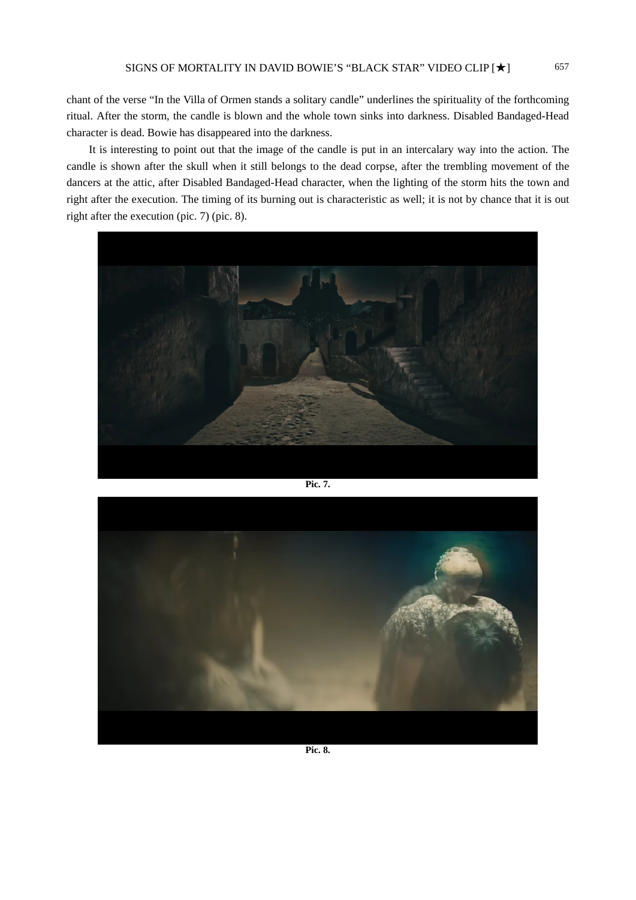chant of the verse “In the Villa of Ormen stands a solitary candle” underlines the spirituality of the forthcoming ritual. After the storm, the candle is blown and the whole town sinks into darkness. Disabled Bandaged-Head character is dead. Bowie has disappeared into the darkness.

It is interesting to point out that the image of the candle is put in an intercalary way into the action. The candle is shown after the skull when it still belongs to the dead corpse, after the trembling movement of the dancers at the attic, after Disabled Bandaged-Head character, when the lighting of the storm hits the town and right after the execution. The timing of its burning out is characteristic as well; it is not by chance that it is out right after the execution (pic. 7) (pic. 8).

**Pic. 7.**

**Pic. 8.**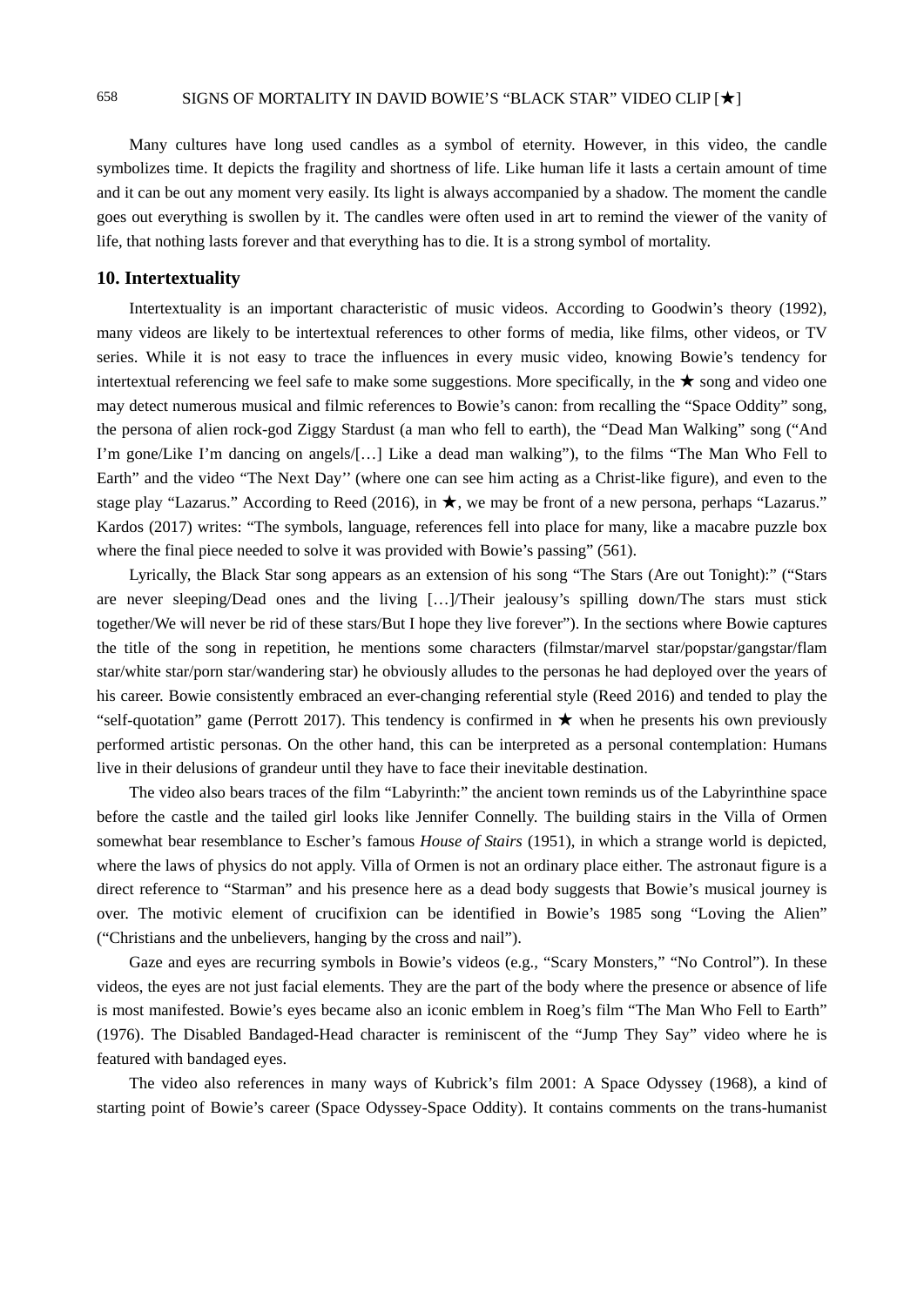Many cultures have long used candles as a symbol of eternity. However, in this video, the candle symbolizes time. It depicts the fragility and shortness of life. Like human life it lasts a certain amount of time and it can be out any moment very easily. Its light is always accompanied by a shadow. The moment the candle goes out everything is swollen by it. The candles were often used in art to remind the viewer of the vanity of life, that nothing lasts forever and that everything has to die. It is a strong symbol of mortality.

## 10. Intertextuality

Intertextuality is an important characteristic of music videos. According to Goodwin's theory (1992), many videos are likely to be intertextual references to other forms of media, like films, other videos, or TV series. While it is not easy to trace the influences in every music video, knowing Bowie's tendency for intertextual referencing we feel safe to make some suggestions. More specifically, in the ★ song and video one may detect numerous musical and filmic references to Bowie's canon: from recalling the "Space Oddity" song, the persona of alien rock-god Ziggy Stardust (a man who fell to earth), the "Dead Man Walking" song ("And I'm gone/Like I'm dancing on angels/[…] Like a dead man walking"), to the films "The Man Who Fell to Earth" and the video "The Next Day'' (where one can see him acting as a Christ-like figure), and even to the stage play "Lazarus." According to Reed (2016), in ★, we may be front of a new persona, perhaps "Lazarus." Kardos (2017) writes: "The symbols, language, references fell into place for many, like a macabre puzzle box where the final piece needed to solve it was provided with Bowie's passing" (561).

Lyrically, the Black Star song appears as an extension of his song "The Stars (Are out Tonight):" ("Stars are never sleeping/Dead ones and the living […]/Their jealousy's spilling down/The stars must stick together/We will never be rid of these stars/But I hope they live forever"). In the sections where Bowie captures the title of the song in repetition, he mentions some characters (filmstar/marvel star/popstar/gangstar/flam star/white star/porn star/wandering star) he obviously alludes to the personas he had deployed over the years of his career. Bowie consistently embraced an ever-changing referential style (Reed 2016) and tended to play the "self-quotation" game (Perrott 2017). This tendency is confirmed in ★ when he presents his own previously performed artistic personas. On the other hand, this can be interpreted as a personal contemplation: Humans live in their delusions of grandeur until they have to face their inevitable destination.

The video also bears traces of the film "Labyrinth:" the ancient town reminds us of the Labyrinthine space before the castle and the tailed girl looks like Jennifer Connelly. The building stairs in the Villa of Ormen somewhat bear resemblance to Escher's famous *House of Stairs* (1951), in which a strange world is depicted, where the laws of physics do not apply. Villa of Ormen is not an ordinary place either. The astronaut figure is a direct reference to "Starman" and his presence here as a dead body suggests that Bowie's musical journey is over. The motivic element of crucifixion can be identified in Bowie's 1985 song "Loving the Alien" ("Christians and the unbelievers, hanging by the cross and nail").

Gaze and eyes are recurring symbols in Bowie's videos (e.g., "Scary Monsters," "No Control"). In these videos, the eyes are not just facial elements. They are the part of the body where the presence or absence of life is most manifested. Bowie's eyes became also an iconic emblem in Roeg's film "The Man Who Fell to Earth" (1976). The Disabled Bandaged-Head character is reminiscent of the "Jump They Say" video where he is featured with bandaged eyes.

The video also references in many ways of Kubrick's film 2001: A Space Odyssey (1968), a kind of starting point of Bowie's career (Space Odyssey-Space Oddity). It contains comments on the trans-humanist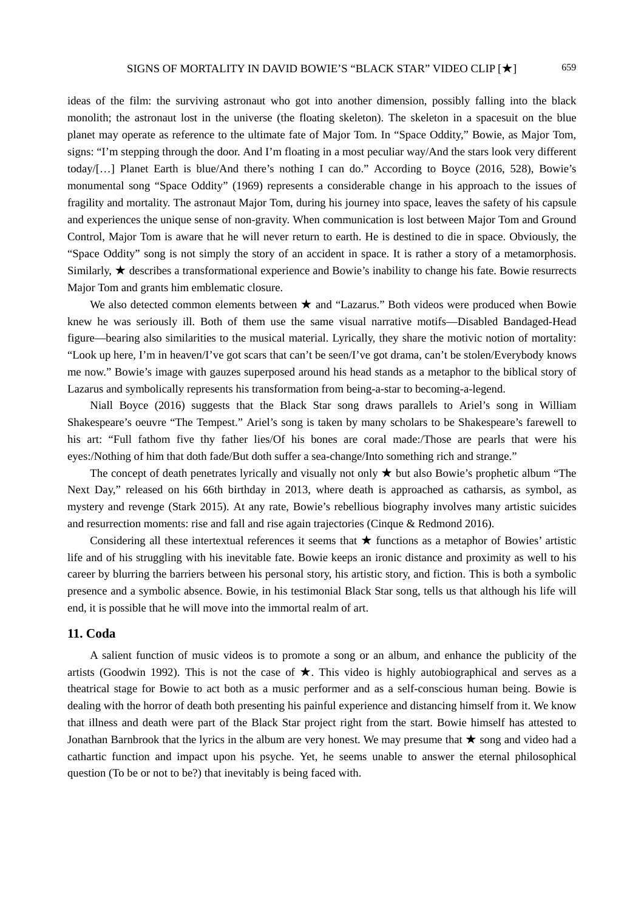ideas of the film: the surviving astronaut who got into another dimension, possibly falling into the black monolith; the astronaut lost in the universe (the floating skeleton). The skeleton in a spacesuit on the blue planet may operate as reference to the ultimate fate of Major Tom. In "Space Oddity," Bowie, as Major Tom, signs: "I'm stepping through the door. And I'm floating in a most peculiar way/And the stars look very different today/[…] Planet Earth is blue/And there's nothing I can do." According to Boyce (2016, 528), Bowie's monumental song "Space Oddity" (1969) represents a considerable change in his approach to the issues of fragility and mortality. The astronaut Major Tom, during his journey into space, leaves the safety of his capsule and experiences the unique sense of non-gravity. When communication is lost between Major Tom and Ground Control, Major Tom is aware that he will never return to earth. He is destined to die in space. Obviously, the "Space Oddity" song is not simply the story of an accident in space. It is rather a story of a metamorphosis. Similarly, ★ describes a transformational experience and Bowie's inability to change his fate. Bowie resurrects Major Tom and grants him emblematic closure.

We also detected common elements between ★ and "Lazarus." Both videos were produced when Bowie knew he was seriously ill. Both of them use the same visual narrative motifs—Disabled Bandaged-Head figure—bearing also similarities to the musical material. Lyrically, they share the motivic notion of mortality: "Look up here, I'm in heaven/I've got scars that can't be seen/I've got drama, can't be stolen/Everybody knows me now." Bowie's image with gauzes superposed around his head stands as a metaphor to the biblical story of Lazarus and symbolically represents his transformation from being-a-star to becoming-a-legend.

Niall Boyce (2016) suggests that the Black Star song draws parallels to Ariel's song in William Shakespeare's oeuvre "The Tempest." Ariel's song is taken by many scholars to be Shakespeare's farewell to his art: "Full fathom five thy father lies/Of his bones are coral made:/Those are pearls that were his eyes:/Nothing of him that doth fade/But doth suffer a sea-change/Into something rich and strange."

The concept of death penetrates lyrically and visually not only ★ but also Bowie's prophetic album "The Next Day," released on his 66th birthday in 2013, where death is approached as catharsis, as symbol, as mystery and revenge (Stark 2015). At any rate, Bowie's rebellious biography involves many artistic suicides and resurrection moments: rise and fall and rise again trajectories (Cinque & Redmond 2016).

Considering all these intertextual references it seems that ★ functions as a metaphor of Bowies' artistic life and of his struggling with his inevitable fate. Bowie keeps an ironic distance and proximity as well to his career by blurring the barriers between his personal story, his artistic story, and fiction. This is both a symbolic presence and a symbolic absence. Bowie, in his testimonial Black Star song, tells us that although his life will end, it is possible that he will move into the immortal realm of art.

## 11. Coda

A salient function of music videos is to promote a song or an album, and enhance the publicity of the artists (Goodwin 1992). This is not the case of ★. This video is highly autobiographical and serves as a theatrical stage for Bowie to act both as a music performer and as a self-conscious human being. Bowie is dealing with the horror of death both presenting his painful experience and distancing himself from it. We know that illness and death were part of the Black Star project right from the start. Bowie himself has attested to Jonathan Barnbrook that the lyrics in the album are very honest. We may presume that ★ song and video had a cathartic function and impact upon his psyche. Yet, he seems unable to answer the eternal philosophical question (To be or not to be?) that inevitably is being faced with.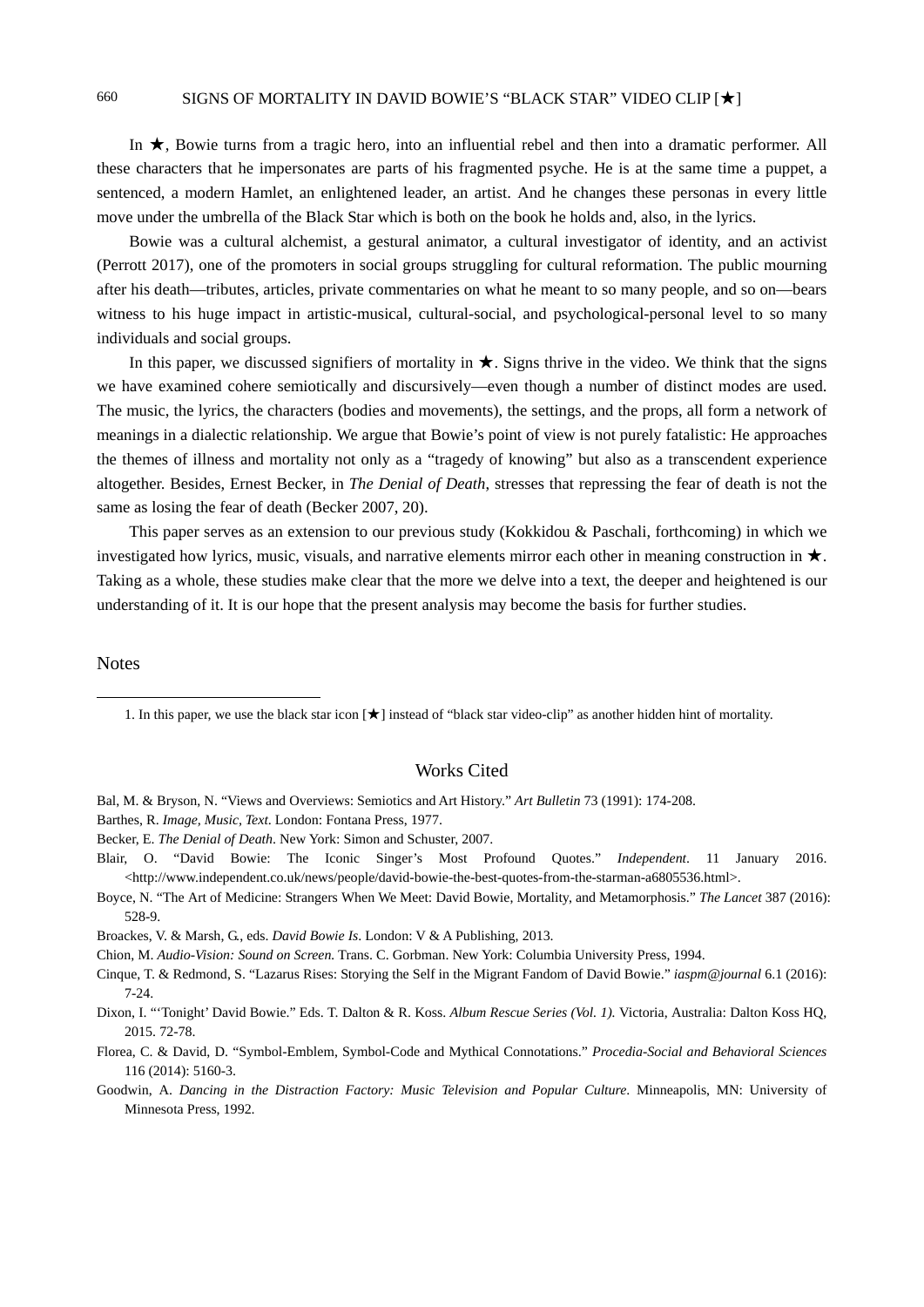In ★, Bowie turns from a tragic hero, into an influential rebel and then into a dramatic performer. All these characters that he impersonates are parts of his fragmented psyche. He is at the same time a puppet, a sentenced, a modern Hamlet, an enlightened leader, an artist. And he changes these personas in every little move under the umbrella of the Black Star which is both on the book he holds and, also, in the lyrics.

Bowie was a cultural alchemist, a gestural animator, a cultural investigator of identity, and an activist (Perrott 2017), one of the promoters in social groups struggling for cultural reformation. The public mourning after his death—tributes, articles, private commentaries on what he meant to so many people, and so on—bears witness to his huge impact in artistic-musical, cultural-social, and psychological-personal level to so many individuals and social groups.

In this paper, we discussed signifiers of mortality in ★. Signs thrive in the video. We think that the signs we have examined cohere semiotically and discursively—even though a number of distinct modes are used. The music, the lyrics, the characters (bodies and movements), the settings, and the props, all form a network of meanings in a dialectic relationship. We argue that Bowie's point of view is not purely fatalistic: He approaches the themes of illness and mortality not only as a "tragedy of knowing" but also as a transcendent experience altogether. Besides, Ernest Becker, in *The Denial of Death*, stresses that repressing the fear of death is not the same as losing the fear of death (Becker 2007, 20).

This paper serves as an extension to our previous study (Kokkidou & Paschali, forthcoming) in which we investigated how lyrics, music, visuals, and narrative elements mirror each other in meaning construction in ★. Taking as a whole, these studies make clear that the more we delve into a text, the deeper and heightened is our understanding of it. It is our hope that the present analysis may become the basis for further studies.

## Notes

1. In this paper, we use the black star icon [★] instead of "black star video-clip" as another hidden hint of mortality.

## Works Cited

Bal, M. & Bryson, N. "Views and Overviews: Semiotics and Art History." *Art Bulletin* 73 (1991): 174-208.

Barthes, R. *Image, Music, Text*. London: Fontana Press, 1977.

Becker, E. *The Denial of Death*. New York: Simon and Schuster, 2007.

Blair, O. "David Bowie: The Iconic Singer's Most Profound Quotes." *Independent*. 11 January 2016. <http://www.independent.co.uk/news/people/david-bowie-the-best-quotes-from-the-starman-a6805536.html>.

Boyce, N. "The Art of Medicine: Strangers When We Meet: David Bowie, Mortality, and Metamorphosis." *The Lancet* 387 (2016): 528-9.

Broackes, V. & Marsh, G., eds. *David Bowie Is*. London: V & A Publishing, 2013.

Chion, M. *Audio-Vision: Sound on Screen.* Trans. C. Gorbman. New York: Columbia University Press, 1994.

Cinque, T. & Redmond, S. "Lazarus Rises: Storying the Self in the Migrant Fandom of David Bowie." *iaspm@journal* 6.1 (2016): 7-24.

Dixon, I. "'Tonight' David Bowie." Eds. T. Dalton & R. Koss. *Album Rescue Series (Vol. 1).* Victoria, Australia: Dalton Koss HQ, 2015. 72-78.

Florea, C. & David, D. "Symbol-Emblem, Symbol-Code and Mythical Connotations." *Procedia-Social and Behavioral Sciences* 116 (2014): 5160-3.

Goodwin, A. *Dancing in the Distraction Factory: Music Television and Popular Culture*. Minneapolis, MN: University of Minnesota Press, 1992.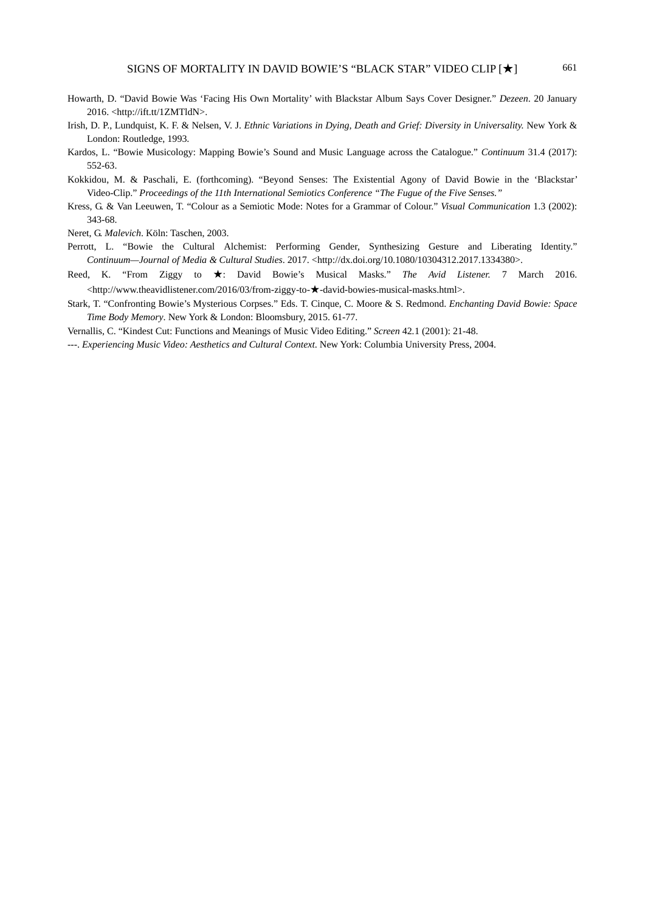Howarth, D. "David Bowie Was 'Facing His Own Mortality' with Blackstar Album Says Cover Designer." *Dezeen*. 20 January 2016. <http://ift.tt/1ZMTldN>.

Irish, D. P., Lundquist, K. F. & Nelsen, V. J. *Ethnic Variations in Dying, Death and Grief: Diversity in Universality.* New York & London: Routledge, 1993.

Kardos, L. "Bowie Musicology: Mapping Bowie's Sound and Music Language across the Catalogue." *Continuum* 31.4 (2017): 552-63.

Kokkidou, M. & Paschali, E. (forthcoming). "Beyond Senses: The Existential Agony of David Bowie in the 'Blackstar' Video-Clip." *Proceedings of the 11th International Semiotics Conference "The Fugue of the Five Senses."*

Kress, G. & Van Leeuwen, T. "Colour as a Semiotic Mode: Notes for a Grammar of Colour." *Visual Communication* 1.3 (2002): 343-68.

Neret, G. *Malevich*. Köln: Taschen, 2003.

Perrott, L. "Bowie the Cultural Alchemist: Performing Gender, Synthesizing Gesture and Liberating Identity." *Continuum—Journal of Media & Cultural Studies*. 2017. <http://dx.doi.org/10.1080/10304312.2017.1334380>.

Reed, K. "From Ziggy to ★: David Bowie's Musical Masks." *The Avid Listener.* 7 March 2016. <http://www.theavidlistener.com/2016/03/from-ziggy-to-★-david-bowies-musical-masks.html>.

Stark, T. "Confronting Bowie's Mysterious Corpses." Eds. T. Cinque, C. Moore & S. Redmond. *Enchanting David Bowie: Space Time Body Memory*. New York & London: Bloomsbury, 2015. 61-77.

Vernallis, C. "Kindest Cut: Functions and Meanings of Music Video Editing." *Screen* 42.1 (2001): 21-48.

---. *Experiencing Music Video: Aesthetics and Cultural Context*. New York: Columbia University Press, 2004.